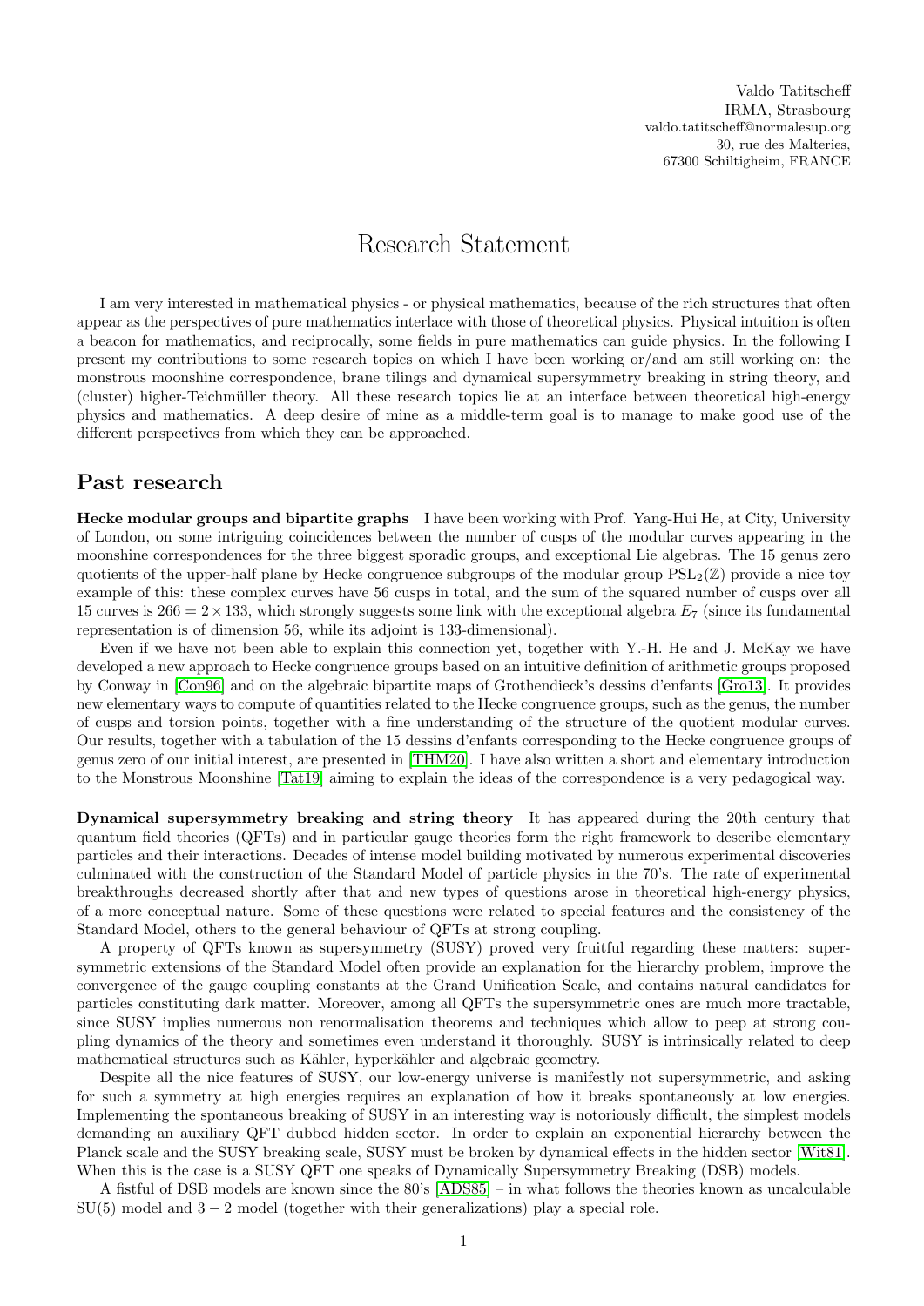Valdo Tatitscheff
IRMA, Strasbourg
valdo.tatitscheff@normalesup.org
30, rue des Malteries,
67300 Schiltigheim, FRANCE

# Research Statement

I am very interested in mathematical physics - or physical mathematics, because of the rich structures that often appear as the perspectives of pure mathematics interlace with those of theoretical physics. Physical intuition is often a beacon for mathematics, and reciprocally, some fields in pure mathematics can guide physics. In the following I present my contributions to some research topics on which I have been working or/and am still working on: the monstrous moonshine correspondence, brane tilings and dynamical supersymmetry breaking in string theory, and (cluster) higher-Teichmüller theory. All these research topics lie at an interface between theoretical high-energy physics and mathematics. A deep desire of mine as a middle-term goal is to manage to make good use of the different perspectives from which they can be approached.

## Past research

**Hecke modular groups and bipartite graphs** I have been working with Prof. Yang-Hui He, at City, University of London, on some intriguing coincidences between the number of cusps of the modular curves appearing in the moonshine correspondences for the three biggest sporadic groups, and exceptional Lie algebras. The 15 genus zero quotients of the upper-half plane by Hecke congruence subgroups of the modular group $\mathrm{PSL}_2(\mathbb{Z})$ provide a nice toy example of this: these complex curves have 56 cusps in total, and the sum of the squared number of cusps over all 15 curves is $266 = 2 \times 133$, which strongly suggests some link with the exceptional algebra $E_7$ (since its fundamental representation is of dimension 56, while its adjoint is 133-dimensional).

Even if we have not been able to explain this connection yet, together with Y.-H. He and J. McKay we have developed a new approach to Hecke congruence groups based on an intuitive definition of arithmetic groups proposed by Conway in [Con96] and on the algebraic bipartite maps of Grothendieck's dessins d'enfants [Gro13]. It provides new elementary ways to compute of quantities related to the Hecke congruence groups, such as the genus, the number of cusps and torsion points, together with a fine understanding of the structure of the quotient modular curves. Our results, together with a tabulation of the 15 dessins d'enfants corresponding to the Hecke congruence groups of genus zero of our initial interest, are presented in [THM20]. I have also written a short and elementary introduction to the Monstrous Moonshine [Tat19] aiming to explain the ideas of the correspondence is a very pedagogical way.

**Dynamical supersymmetry breaking and string theory** It has appeared during the 20th century that quantum field theories (QFTs) and in particular gauge theories form the right framework to describe elementary particles and their interactions. Decades of intense model building motivated by numerous experimental discoveries culminated with the construction of the Standard Model of particle physics in the 70's. The rate of experimental breakthroughs decreased shortly after that and new types of questions arose in theoretical high-energy physics, of a more conceptual nature. Some of these questions were related to special features and the consistency of the Standard Model, others to the general behaviour of QFTs at strong coupling.

A property of QFTs known as supersymmetry (SUSY) proved very fruitful regarding these matters: supersymmetric extensions of the Standard Model often provide an explanation for the hierarchy problem, improve the convergence of the gauge coupling constants at the Grand Unification Scale, and contains natural candidates for particles constituting dark matter. Moreover, among all QFTs the supersymmetric ones are much more tractable, since SUSY implies numerous non renormalisation theorems and techniques which allow to peep at strong coupling dynamics of the theory and sometimes even understand it thoroughly. SUSY is intrinsically related to deep mathematical structures such as Kähler, hyperkähler and algebraic geometry.

Despite all the nice features of SUSY, our low-energy universe is manifestly not supersymmetric, and asking for such a symmetry at high energies requires an explanation of how it breaks spontaneously at low energies. Implementing the spontaneous breaking of SUSY in an interesting way is notoriously difficult, the simplest models demanding an auxiliary QFT dubbed hidden sector. In order to explain an exponential hierarchy between the Planck scale and the SUSY breaking scale, SUSY must be broken by dynamical effects in the hidden sector [Wit81]. When this is the case is a SUSY QFT one speaks of Dynamically Supersymmetry Breaking (DSB) models.

A fistful of DSB models are known since the 80's [ADS85] – in what follows the theories known as uncalculable SU(5) model and $3-2$ model (together with their generalizations) play a special role.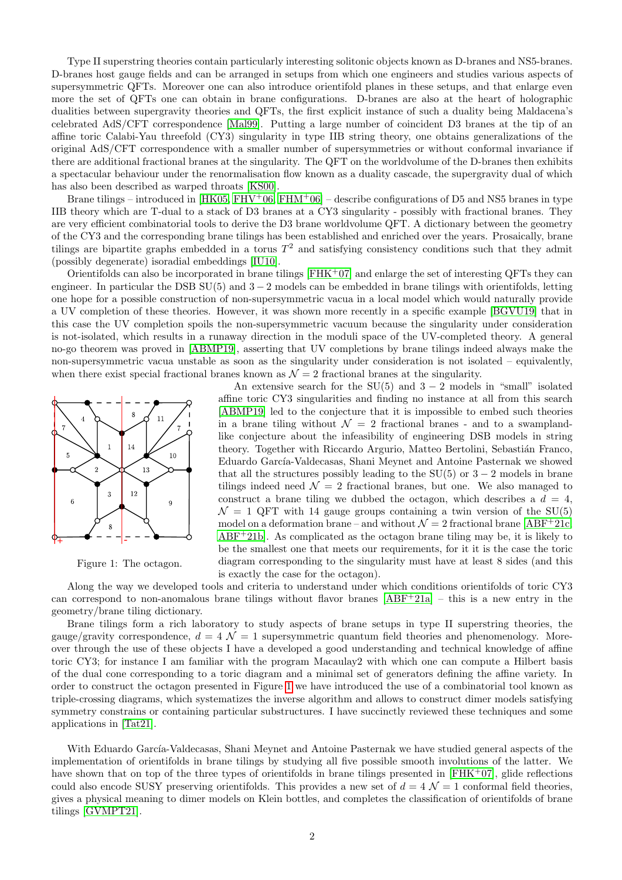Type II superstring theories contain particularly interesting solitonic objects known as D-branes and NS5-branes. D-branes host gauge fields and can be arranged in setups from which one engineers and studies various aspects of supersymmetric QFTs. Moreover one can also introduce orientifold planes in these setups, and that enlarge even more the set of QFTs one can obtain in brane configurations. D-branes are also at the heart of holographic dualities between supergravity theories and QFTs, the first explicit instance of such a duality being Maldacena's celebrated AdS/CFT correspondence [Mal99]. Putting a large number of coincident D3 branes at the tip of an affine toric Calabi-Yau threefold (CY3) singularity in type IIB string theory, one obtains generalizations of the original AdS/CFT correspondence with a smaller number of supersymmetries or without conformal invariance if there are additional fractional branes at the singularity. The QFT on the worldvolume of the D-branes then exhibits a spectacular behaviour under the renormalisation flow known as a duality cascade, the supergravity dual of which has also been described as warped throats [KS00].

Brane tilings – introduced in [HK05, FHV+06, FHM+06] – describe configurations of D5 and NS5 branes in type IIB theory which are T-dual to a stack of D3 branes at a CY3 singularity - possibly with fractional branes. They are very efficient combinatorial tools to derive the D3 brane worldvolume QFT. A dictionary between the geometry of the CY3 and the corresponding brane tilings has been established and enriched over the years. Prosaically, brane tilings are bipartite graphs embedded in a torus $T^2$ and satisfying consistency conditions such that they admit (possibly degenerate) isoradial embeddings [IU10].

Orientifolds can also be incorporated in brane tilings [FHK+07] and enlarge the set of interesting QFTs they can engineer. In particular the DSB SU(5) and $3-2$ models can be embedded in brane tilings with orientifolds, letting one hope for a possible construction of non-supersymmetric vacua in a local model which would naturally provide a UV completion of these theories. However, it was shown more recently in a specific example [BGVU19] that in this case the UV completion spoils the non-supersymmetric vacuum because the singularity under consideration is not-isolated, which results in a runaway direction in the moduli space of the UV-completed theory. A general no-go theorem was proved in [ABMP19], asserting that UV completions by brane tilings indeed always make the non-supersymmetric vacua unstable as soon as the singularity under consideration is not isolated – equivalently, when there exist special fractional branes known as $\mathcal{N}=2$ fractional branes at the singularity.

Figure 1: The octagon.

An extensive search for the SU(5) and $3-2$ models in "small" isolated affine toric CY3 singularities and finding no instance at all from this search [ABMP19] led to the conjecture that it is impossible to embed such theories in a brane tiling without $\mathcal{N}=2$ fractional branes - and to a swampland-like conjecture about the infeasibility of engineering DSB models in string theory. Together with Riccardo Argurio, Matteo Bertolini, Sebastián Franco, Eduardo García-Valdecasas, Shani Meynet and Antoine Pasternak we showed that all the structures possibly leading to the SU(5) or $3-2$ models in brane tilings indeed need $\mathcal{N}=2$ fractional branes, but one. We also managed to construct a brane tiling we dubbed the octagon, which describes a $d=4$, $\mathcal{N}=1$ QFT with 14 gauge groups containing a twin version of the SU(5) model on a deformation brane – and without $\mathcal{N}=2$ fractional brane [ABF+21c, ABF+21b]. As complicated as the octagon brane tiling may be, it is likely to be the smallest one that meets our requirements, for it it is the case the toric diagram corresponding to the singularity must have at least 8 sides (and this is exactly the case for the octagon).

Along the way we developed tools and criteria to understand under which conditions orientifolds of toric CY3 can correspond to non-anomalous brane tilings without flavor branes [ABF+21a] – this is a new entry in the geometry/brane tiling dictionary.

Brane tilings form a rich laboratory to study aspects of brane setups in type II superstring theories, the gauge/gravity correspondence, $d=4$ $\mathcal{N}=1$ supersymmetric quantum field theories and phenomenology. Moreover through the use of these objects I have a developed a good understanding and technical knowledge of affine toric CY3; for instance I am familiar with the program Macaulay2 with which one can compute a Hilbert basis of the dual cone corresponding to a toric diagram and a minimal set of generators defining the affine variety. In order to construct the octagon presented in Figure 1 we have introduced the use of a combinatorial tool known as triple-crossing diagrams, which systematizes the inverse algorithm and allows to construct dimer models satisfying symmetry constrains or containing particular substructures. I have succinctly reviewed these techniques and some applications in [Tat21].

With Eduardo García-Valdecasas, Shani Meynet and Antoine Pasternak we have studied general aspects of the implementation of orientifolds in brane tilings by studying all five possible smooth involutions of the latter. We have shown that on top of the three types of orientifolds in brane tilings presented in [FHK+07], glide reflections could also encode SUSY preserving orientifolds. This provides a new set of $d=4$ $\mathcal{N}=1$ conformal field theories, gives a physical meaning to dimer models on Klein bottles, and completes the classification of orientifolds of brane tilings [GVMPT21].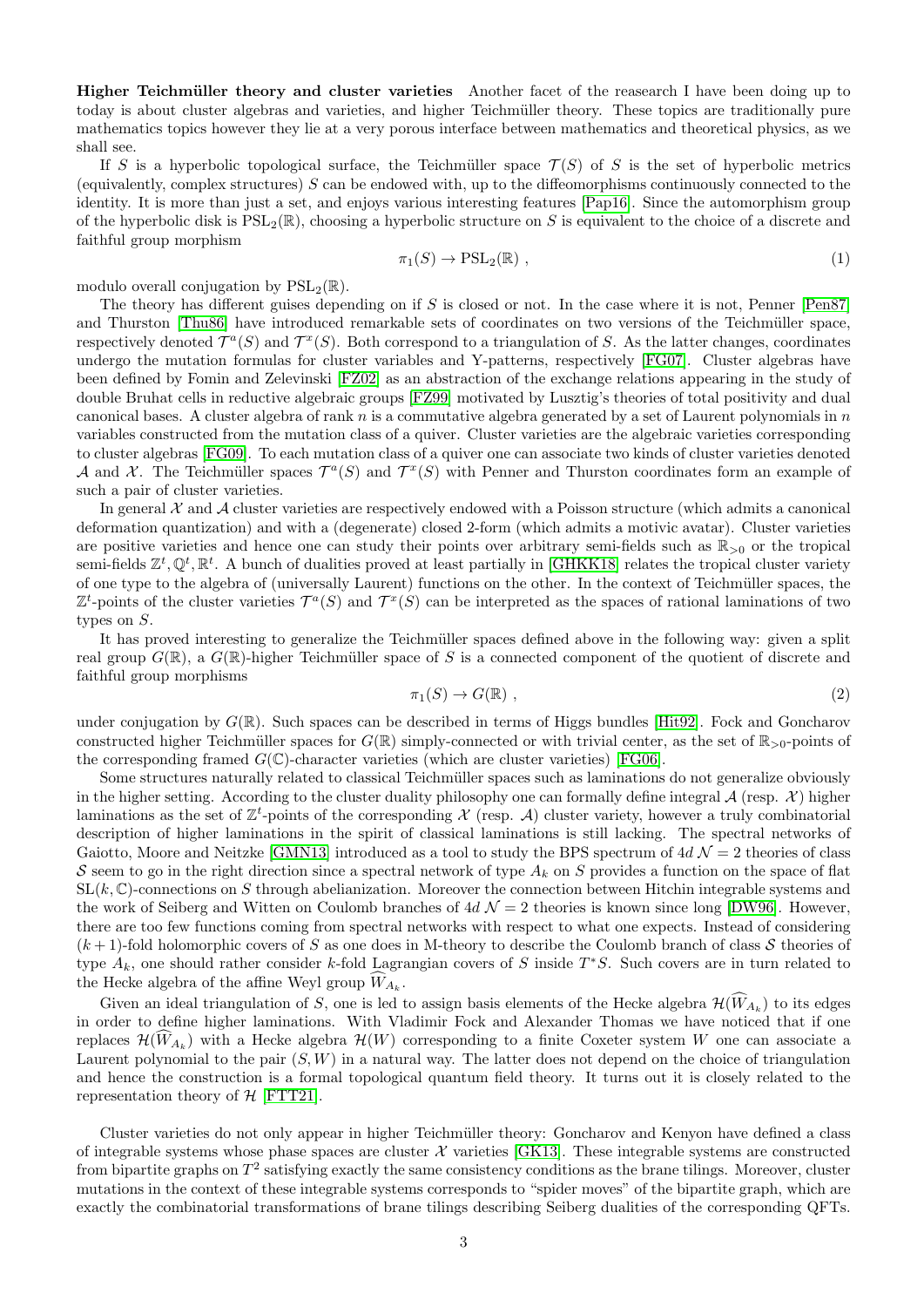**Higher Teichmüller theory and cluster varieties** Another facet of the reasearch I have been doing up to today is about cluster algebras and varieties, and higher Teichmüller theory. These topics are traditionally pure mathematics topics however they lie at a very porous interface between mathematics and theoretical physics, as we shall see.

If $S$ is a hyperbolic topological surface, the Teichmüller space $\mathcal{T}(S)$ of $S$ is the set of hyperbolic metrics (equivalently, complex structures) $S$ can be endowed with, up to the diffeomorphisms continuously connected to the identity. It is more than just a set, and enjoys various interesting features [Pap16]. Since the automorphism group of the hyperbolic disk is $\mathrm{PSL}_2(\mathbb{R})$, choosing a hyperbolic structure on $S$ is equivalent to the choice of a discrete and faithful group morphism

$$\pi_1(S) \to \mathrm{PSL}_2(\mathbb{R}) \ , \tag{1}$$

modulo overall conjugation by $\mathrm{PSL}_2(\mathbb{R})$.

The theory has different guises depending on if $S$ is closed or not. In the case where it is not, Penner [Pen87] and Thurston [Thu86] have introduced remarkable sets of coordinates on two versions of the Teichmüller space, respectively denoted $\mathcal{T}^a(S)$ and $\mathcal{T}^x(S)$. Both correspond to a triangulation of $S$. As the latter changes, coordinates undergo the mutation formulas for cluster variables and Y-patterns, respectively [FG07]. Cluster algebras have been defined by Fomin and Zelevinski [FZ02] as an abstraction of the exchange relations appearing in the study of double Bruhat cells in reductive algebraic groups [FZ99] motivated by Lusztig's theories of total positivity and dual canonical bases. A cluster algebra of rank $n$ is a commutative algebra generated by a set of Laurent polynomials in $n$ variables constructed from the mutation class of a quiver. Cluster varieties are the algebraic varieties corresponding to cluster algebras [FG09]. To each mutation class of a quiver one can associate two kinds of cluster varieties denoted $\mathcal{A}$ and $\mathcal{X}$. The Teichmüller spaces $\mathcal{T}^a(S)$ and $\mathcal{T}^x(S)$ with Penner and Thurston coordinates form an example of such a pair of cluster varieties.

In general $\mathcal{X}$ and $\mathcal{A}$ cluster varieties are respectively endowed with a Poisson structure (which admits a canonical deformation quantization) and with a (degenerate) closed 2-form (which admits a motivic avatar). Cluster varieties are positive varieties and hence one can study their points over arbitrary semi-fields such as $\mathbb{R}_{>0}$ or the tropical semi-fields $\mathbb{Z}^t, \mathbb{Q}^t, \mathbb{R}^t$. A bunch of dualities proved at least partially in [GHKK18] relates the tropical cluster variety of one type to the algebra of (universally Laurent) functions on the other. In the context of Teichmüller spaces, the $\mathbb{Z}^t$-points of the cluster varieties $\mathcal{T}^a(S)$ and $\mathcal{T}^x(S)$ can be interpreted as the spaces of rational laminations of two types on $S$.

It has proved interesting to generalize the Teichmüller spaces defined above in the following way: given a split real group $G(\mathbb{R})$, a $G(\mathbb{R})$-higher Teichmüller space of $S$ is a connected component of the quotient of discrete and faithful group morphisms

$$\pi_1(S) \to G(\mathbb{R}) \ , \tag{2}$$

under conjugation by $G(\mathbb{R})$. Such spaces can be described in terms of Higgs bundles [Hit92]. Fock and Goncharov constructed higher Teichmüller spaces for $G(\mathbb{R})$ simply-connected or with trivial center, as the set of $\mathbb{R}_{>0}$-points of the corresponding framed $G(\mathbb{C})$-character varieties (which are cluster varieties) [FG06].

Some structures naturally related to classical Teichmüller spaces such as laminations do not generalize obviously in the higher setting. According to the cluster duality philosophy one can formally define integral $\mathcal{A}$ (resp. $\mathcal{X}$) higher laminations as the set of $\mathbb{Z}^t$-points of the corresponding $\mathcal{X}$ (resp. $\mathcal{A}$) cluster variety, however a truly combinatorial description of higher laminations in the spirit of classical laminations is still lacking. The spectral networks of Gaiotto, Moore and Neitzke [GMN13] introduced as a tool to study the BPS spectrum of $4d$ $\mathcal{N}=2$ theories of class $\mathcal{S}$ seem to go in the right direction since a spectral network of type $A_k$ on $S$ provides a function on the space of flat $\mathrm{SL}(k, \mathbb{C})$-connections on $S$ through abelianization. Moreover the connection between Hitchin integrable systems and the work of Seiberg and Witten on Coulomb branches of $4d$ $\mathcal{N}=2$ theories is known since long [DW96]. However, there are too few functions coming from spectral networks with respect to what one expects. Instead of considering $(k+1)$-fold holomorphic covers of $S$ as one does in M-theory to describe the Coulomb branch of class $\mathcal{S}$ theories of type $A_k$, one should rather consider $k$-fold Lagrangian covers of $S$ inside $T^*S$. Such covers are in turn related to the Hecke algebra of the affine Weyl group $\widehat{W}_{A_k}$.

Given an ideal triangulation of $S$, one is led to assign basis elements of the Hecke algebra $\mathcal{H}(\widehat{W}_{A_k})$ to its edges in order to define higher laminations. With Vladimir Fock and Alexander Thomas we have noticed that if one replaces $\mathcal{H}(\widehat{W}_{A_k})$ with a Hecke algebra $\mathcal{H}(W)$ corresponding to a finite Coxeter system $W$ one can associate a Laurent polynomial to the pair $(S, W)$ in a natural way. The latter does not depend on the choice of triangulation and hence the construction is a formal topological quantum field theory. It turns out it is closely related to the representation theory of $\mathcal{H}$ [FTT21].

Cluster varieties do not only appear in higher Teichmüller theory: Goncharov and Kenyon have defined a class of integrable systems whose phase spaces are cluster $\mathcal{X}$ varieties [GK13]. These integrable systems are constructed from bipartite graphs on $T^2$ satisfying exactly the same consistency conditions as the brane tilings. Moreover, cluster mutations in the context of these integrable systems corresponds to "spider moves" of the bipartite graph, which are exactly the combinatorial transformations of brane tilings describing Seiberg dualities of the corresponding QFTs.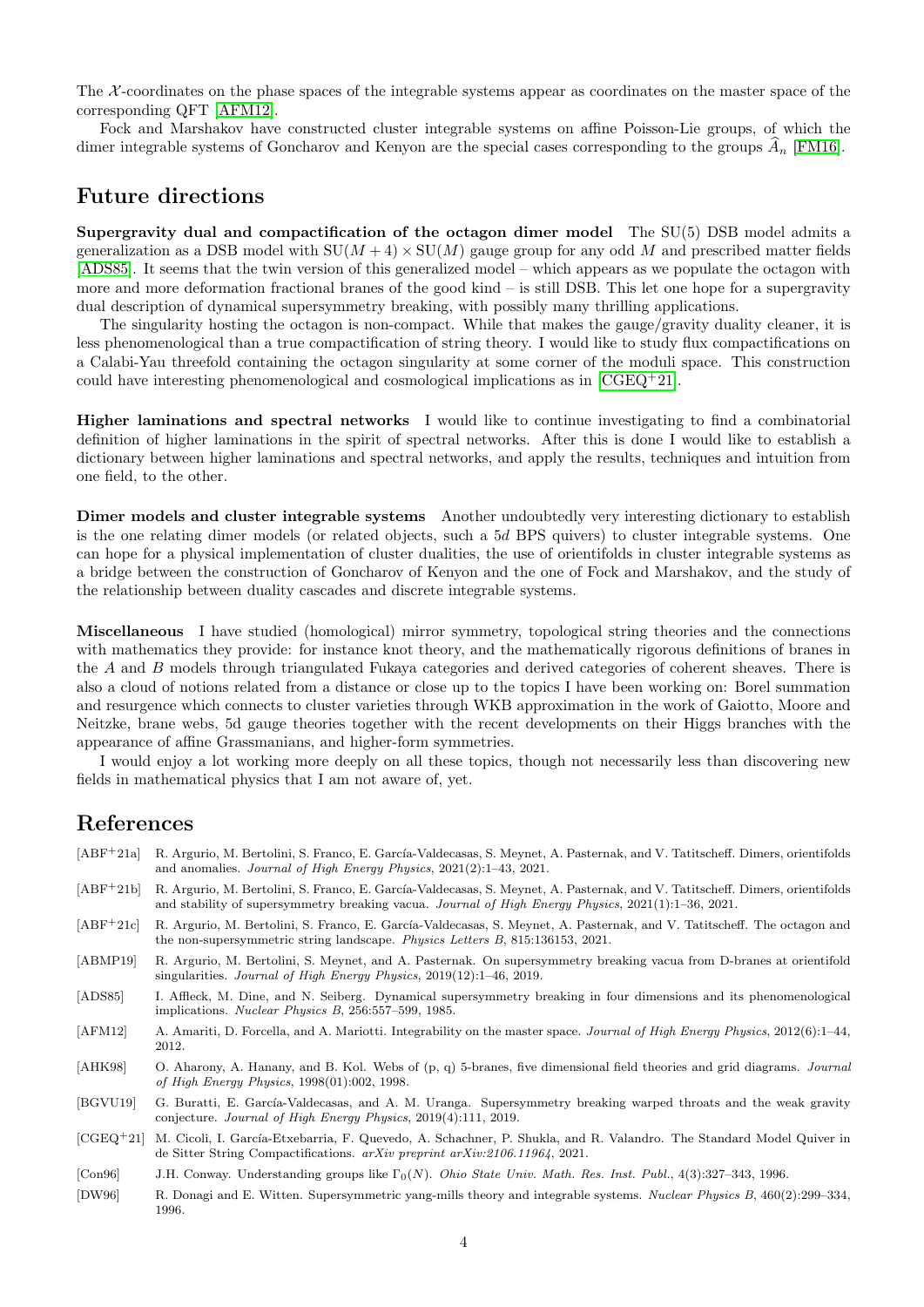The $\mathcal{X}$-coordinates on the phase spaces of the integrable systems appear as coordinates on the master space of the corresponding QFT [AFM12].

Fock and Marshakov have constructed cluster integrable systems on affine Poisson-Lie groups, of which the dimer integrable systems of Goncharov and Kenyon are the special cases corresponding to the groups $\widehat{A}_n$ [FM16].

## Future directions

**Supergravity dual and compactification of the octagon dimer model** The SU(5) DSB model admits a generalization as a DSB model with $\mathrm{SU}(M+4) \times \mathrm{SU}(M)$ gauge group for any odd $M$ and prescribed matter fields [ADS85]. It seems that the twin version of this generalized model – which appears as we populate the octagon with more and more deformation fractional branes of the good kind – is still DSB. This let one hope for a supergravity dual description of dynamical supersymmetry breaking, with possibly many thrilling applications.

The singularity hosting the octagon is non-compact. While that makes the gauge/gravity duality cleaner, it is less phenomenological than a true compactification of string theory. I would like to study flux compactifications on a Calabi-Yau threefold containing the octagon singularity at some corner of the moduli space. This construction could have interesting phenomenological and cosmological implications as in [CGEQ+21].

**Higher laminations and spectral networks** I would like to continue investigating to find a combinatorial definition of higher laminations in the spirit of spectral networks. After this is done I would like to establish a dictionary between higher laminations and spectral networks, and apply the results, techniques and intuition from one field, to the other.

**Dimer models and cluster integrable systems** Another undoubtedly very interesting dictionary to establish is the one relating dimer models (or related objects, such a 5*d* BPS quivers) to cluster integrable systems. One can hope for a physical implementation of cluster dualities, the use of orientifolds in cluster integrable systems as a bridge between the construction of Goncharov of Kenyon and the one of Fock and Marshakov, and the study of the relationship between duality cascades and discrete integrable systems.

**Miscellaneous** I have studied (homological) mirror symmetry, topological string theories and the connections with mathematics they provide: for instance knot theory, and the mathematically rigorous definitions of branes in the *A* and *B* models through triangulated Fukaya categories and derived categories of coherent sheaves. There is also a cloud of notions related from a distance or close up to the topics I have been working on: Borel summation and resurgence which connects to cluster varieties through WKB approximation in the work of Gaiotto, Moore and Neitzke, brane webs, 5d gauge theories together with the recent developments on their Higgs branches with the appearance of affine Grassmanians, and higher-form symmetries.

I would enjoy a lot working more deeply on all these topics, though not necessarily less than discovering new fields in mathematical physics that I am not aware of, yet.

## References

[ABF+21a] R. Argurio, M. Bertolini, S. Franco, E. García-Valdecasas, S. Meynet, A. Pasternak, and V. Tatitscheff. Dimers, orientifolds and anomalies. *Journal of High Energy Physics*, 2021(2):1–43, 2021.

[ABF+21b] R. Argurio, M. Bertolini, S. Franco, E. García-Valdecasas, S. Meynet, A. Pasternak, and V. Tatitscheff. Dimers, orientifolds and stability of supersymmetry breaking vacua. *Journal of High Energy Physics*, 2021(1):1–36, 2021.

[ABF+21c] R. Argurio, M. Bertolini, S. Franco, E. García-Valdecasas, S. Meynet, A. Pasternak, and V. Tatitscheff. The octagon and the non-supersymmetric string landscape. *Physics Letters B*, 815:136153, 2021.

[ABMP19] R. Argurio, M. Bertolini, S. Meynet, and A. Pasternak. On supersymmetry breaking vacua from D-branes at orientifold singularities. *Journal of High Energy Physics*, 2019(12):1–46, 2019.

[ADS85] I. Affleck, M. Dine, and N. Seiberg. Dynamical supersymmetry breaking in four dimensions and its phenomenological implications. *Nuclear Physics B*, 256:557–599, 1985.

[AFM12] A. Amariti, D. Forcella, and A. Mariotti. Integrability on the master space. *Journal of High Energy Physics*, 2012(6):1–44, 2012.

[AHK98] O. Aharony, A. Hanany, and B. Kol. Webs of (p, q) 5-branes, five dimensional field theories and grid diagrams. *Journal of High Energy Physics*, 1998(01):002, 1998.

[BGVU19] G. Buratti, E. García-Valdecasas, and A. M. Uranga. Supersymmetry breaking warped throats and the weak gravity conjecture. *Journal of High Energy Physics*, 2019(4):111, 2019.

[CGEQ+21] M. Cicoli, I. García-Etxebarria, F. Quevedo, A. Schachner, P. Shukla, and R. Valandro. The Standard Model Quiver in de Sitter String Compactifications. *arXiv preprint arXiv:2106.11964*, 2021.

[Con96] J.H. Conway. Understanding groups like $\Gamma_0(N)$. *Ohio State Univ. Math. Res. Inst. Publ.*, 4(3):327–343, 1996.

[DW96] R. Donagi and E. Witten. Supersymmetric yang-mills theory and integrable systems. *Nuclear Physics B*, 460(2):299–334, 1996.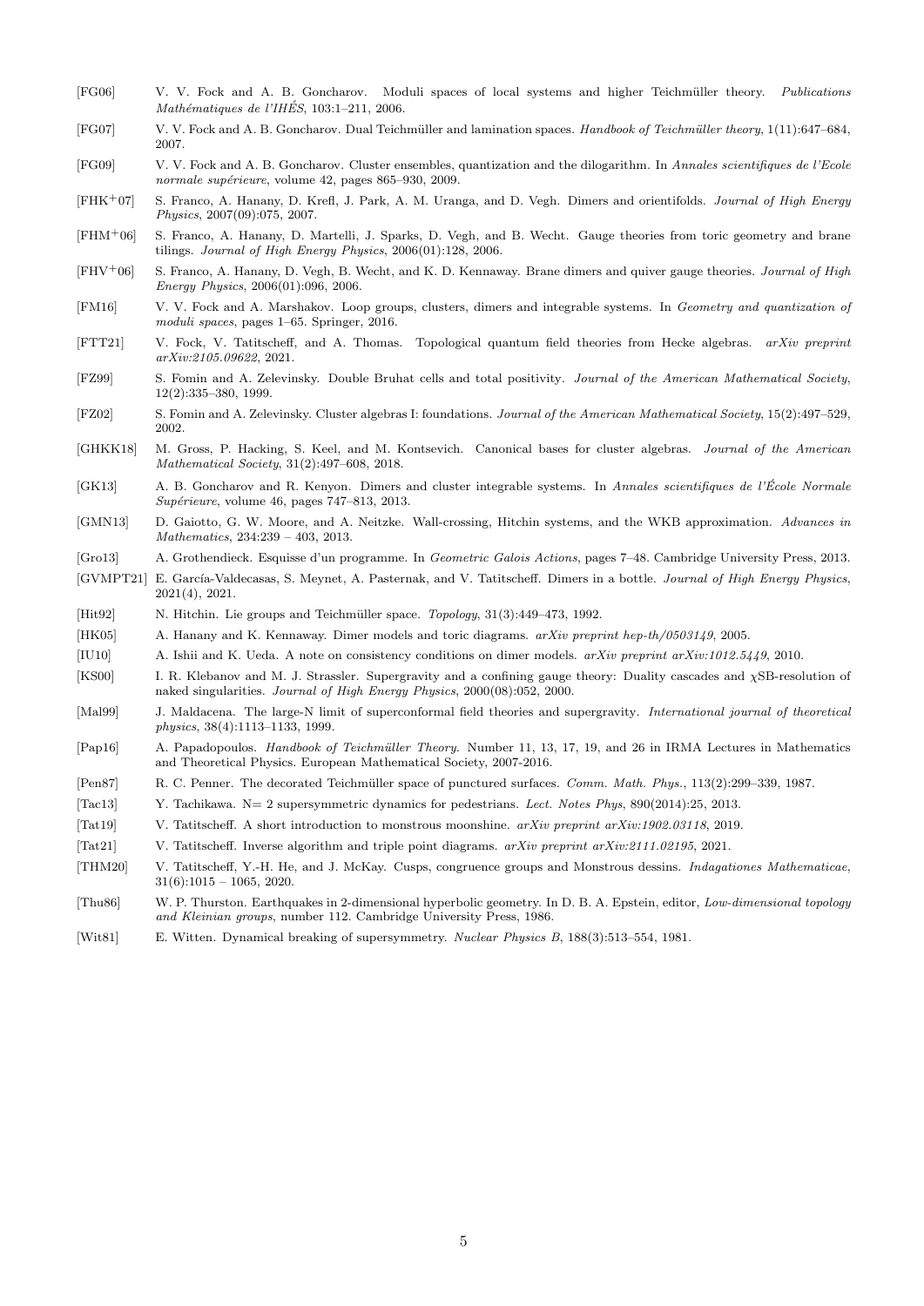[FG06] V. V. Fock and A. B. Goncharov. Moduli spaces of local systems and higher Teichmüller theory. *Publications Mathématiques de l'IHÉS*, 103:1–211, 2006.

[FG07] V. V. Fock and A. B. Goncharov. Dual Teichmüller and lamination spaces. *Handbook of Teichmüller theory*, 1(11):647–684, 2007.

[FG09] V. V. Fock and A. B. Goncharov. Cluster ensembles, quantization and the dilogarithm. In *Annales scientifiques de l'Ecole normale supérieure*, volume 42, pages 865–930, 2009.

[FHK+07] S. Franco, A. Hanany, D. Krefl, J. Park, A. M. Uranga, and D. Vegh. Dimers and orientifolds. *Journal of High Energy Physics*, 2007(09):075, 2007.

[FHM+06] S. Franco, A. Hanany, D. Martelli, J. Sparks, D. Vegh, and B. Wecht. Gauge theories from toric geometry and brane tilings. *Journal of High Energy Physics*, 2006(01):128, 2006.

[FHV+06] S. Franco, A. Hanany, D. Vegh, B. Wecht, and K. D. Kennaway. Brane dimers and quiver gauge theories. *Journal of High Energy Physics*, 2006(01):096, 2006.

[FM16] V. V. Fock and A. Marshakov. Loop groups, clusters, dimers and integrable systems. In *Geometry and quantization of moduli spaces*, pages 1–65. Springer, 2016.

[FTT21] V. Fock, V. Tatitscheff, and A. Thomas. Topological quantum field theories from Hecke algebras. *arXiv preprint arXiv:2105.09622*, 2021.

[FZ99] S. Fomin and A. Zelevinsky. Double Bruhat cells and total positivity. *Journal of the American Mathematical Society*, 12(2):335–380, 1999.

[FZ02] S. Fomin and A. Zelevinsky. Cluster algebras I: foundations. *Journal of the American Mathematical Society*, 15(2):497–529, 2002.

[GHKK18] M. Gross, P. Hacking, S. Keel, and M. Kontsevich. Canonical bases for cluster algebras. *Journal of the American Mathematical Society*, 31(2):497–608, 2018.

[GK13] A. B. Goncharov and R. Kenyon. Dimers and cluster integrable systems. In *Annales scientifiques de l'École Normale Supérieure*, volume 46, pages 747–813, 2013.

[GMN13] D. Gaiotto, G. W. Moore, and A. Neitzke. Wall-crossing, Hitchin systems, and the WKB approximation. *Advances in Mathematics*, 234:239 – 403, 2013.

[Gro13] A. Grothendieck. Esquisse d'un programme. In *Geometric Galois Actions*, pages 7–48. Cambridge University Press, 2013.

[GVMPT21] E. García-Valdecasas, S. Meynet, A. Pasternak, and V. Tatitscheff. Dimers in a bottle. *Journal of High Energy Physics*, 2021(4), 2021.

[Hit92] N. Hitchin. Lie groups and Teichmüller space. *Topology*, 31(3):449–473, 1992.

[HK05] A. Hanany and K. Kennaway. Dimer models and toric diagrams. *arXiv preprint hep-th/0503149*, 2005.

[IU10] A. Ishii and K. Ueda. A note on consistency conditions on dimer models. *arXiv preprint arXiv:1012.5449*, 2010.

[KS00] I. R. Klebanov and M. J. Strassler. Supergravity and a confining gauge theory: Duality cascades and $\chi$SB-resolution of naked singularities. *Journal of High Energy Physics*, 2000(08):052, 2000.

[Mal99] J. Maldacena. The large-N limit of superconformal field theories and supergravity. *International journal of theoretical physics*, 38(4):1113–1133, 1999.

[Pap16] A. Papadopoulos. *Handbook of Teichmüller Theory.* Number 11, 13, 17, 19, and 26 in IRMA Lectures in Mathematics and Theoretical Physics. European Mathematical Society, 2007-2016.

[Pen87] R. C. Penner. The decorated Teichmüller space of punctured surfaces. *Comm. Math. Phys.*, 113(2):299–339, 1987.

[Tac13] Y. Tachikawa. N= 2 supersymmetric dynamics for pedestrians. *Lect. Notes Phys*, 890(2014):25, 2013.

[Tat19] V. Tatitscheff. A short introduction to monstrous moonshine. *arXiv preprint arXiv:1902.03118*, 2019.

[Tat21] V. Tatitscheff. Inverse algorithm and triple point diagrams. *arXiv preprint arXiv:2111.02195*, 2021.

[THM20] V. Tatitscheff, Y.-H. He, and J. McKay. Cusps, congruence groups and Monstrous dessins. *Indagationes Mathematicae*, 31(6):1015 – 1065, 2020.

[Thu86] W. P. Thurston. Earthquakes in 2-dimensional hyperbolic geometry. In D. B. A. Epstein, editor, *Low-dimensional topology and Kleinian groups*, number 112. Cambridge University Press, 1986.

[Wit81] E. Witten. Dynamical breaking of supersymmetry. *Nuclear Physics B*, 188(3):513–554, 1981.